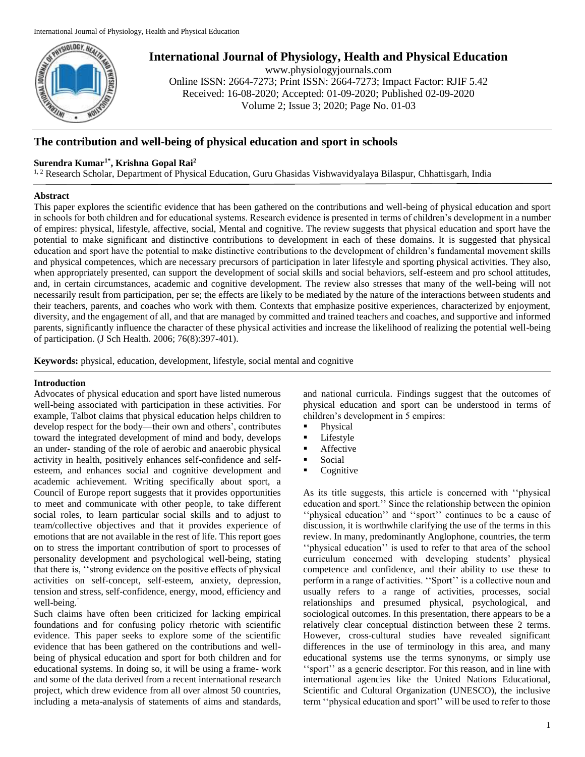# The contribution and well-being of physical education and sport in schools

**Surendra Kumar[1*], Krishna Gopal Rai[2]**

[1, 2] Research Scholar, Department of Physical Education, Guru Ghasidas Vishwavidyalaya Bilaspur, Chhattisgarh, India

## Abstract

This paper explores the scientific evidence that has been gathered on the contributions and well-being of physical education and sport in schools for both children and for educational systems. Research evidence is presented in terms of children's development in a number of empires: physical, lifestyle, affective, social, Mental and cognitive. The review suggests that physical education and sport have the potential to make significant and distinctive contributions to development in each of these domains. It is suggested that physical education and sport have the potential to make distinctive contributions to the development of children's fundamental movement skills and physical competences, which are necessary precursors of participation in later lifestyle and sporting physical activities. They also, when appropriately presented, can support the development of social skills and social behaviors, self-esteem and pro school attitudes, and, in certain circumstances, academic and cognitive development. The review also stresses that many of the well-being will not necessarily result from participation, per se; the effects are likely to be mediated by the nature of the interactions between students and their teachers, parents, and coaches who work with them. Contexts that emphasize positive experiences, characterized by enjoyment, diversity, and the engagement of all, and that are managed by committed and trained teachers and coaches, and supportive and informed parents, significantly influence the character of these physical activities and increase the likelihood of realizing the potential well-being of participation. (J Sch Health. 2006; 76(8):397-401).

**Keywords:** physical, education, development, lifestyle, social mental and cognitive

## Introduction

Advocates of physical education and sport have listed numerous well-being associated with participation in these activities. For example, Talbot claims that physical education helps children to develop respect for the body—their own and others', contributes toward the integrated development of mind and body, develops an under- standing of the role of aerobic and anaerobic physical activity in health, positively enhances self-confidence and self-esteem, and enhances social and cognitive development and academic achievement. Writing specifically about sport, a Council of Europe report suggests that it provides opportunities to meet and communicate with other people, to take different social roles, to learn particular social skills and to adjust to team/collective objectives and that it provides experience of emotions that are not available in the rest of life. This report goes on to stress the important contribution of sport to processes of personality development and psychological well-being, stating that there is, ''strong evidence on the positive effects of physical activities on self-concept, self-esteem, anxiety, depression, tension and stress, self-confidence, energy, mood, efficiency and well-being.

Such claims have often been criticized for lacking empirical foundations and for confusing policy rhetoric with scientific evidence. This paper seeks to explore some of the scientific evidence that has been gathered on the contributions and well-being of physical education and sport for both children and for educational systems. In doing so, it will be using a frame- work and some of the data derived from a recent international research project, which drew evidence from all over almost 50 countries, including a meta-analysis of statements of aims and standards, and national curricula. Findings suggest that the outcomes of physical education and sport can be understood in terms of children's development in 5 empires:

- Physical
- Lifestyle
- Affective
- Social
- Cognitive

As its title suggests, this article is concerned with ''physical education and sport.'' Since the relationship between the opinion ''physical education'' and ''sport'' continues to be a cause of discussion, it is worthwhile clarifying the use of the terms in this review. In many, predominantly Anglophone, countries, the term ''physical education'' is used to refer to that area of the school curriculum concerned with developing students' physical competence and confidence, and their ability to use these to perform in a range of activities. ''Sport'' is a collective noun and usually refers to a range of activities, processes, social relationships and presumed physical, psychological, and sociological outcomes. In this presentation, there appears to be a relatively clear conceptual distinction between these 2 terms. However, cross-cultural studies have revealed significant differences in the use of terminology in this area, and many educational systems use the terms synonyms, or simply use ''sport'' as a generic descriptor. For this reason, and in line with international agencies like the United Nations Educational, Scientific and Cultural Organization (UNESCO), the inclusive term ''physical education and sport'' will be used to refer to those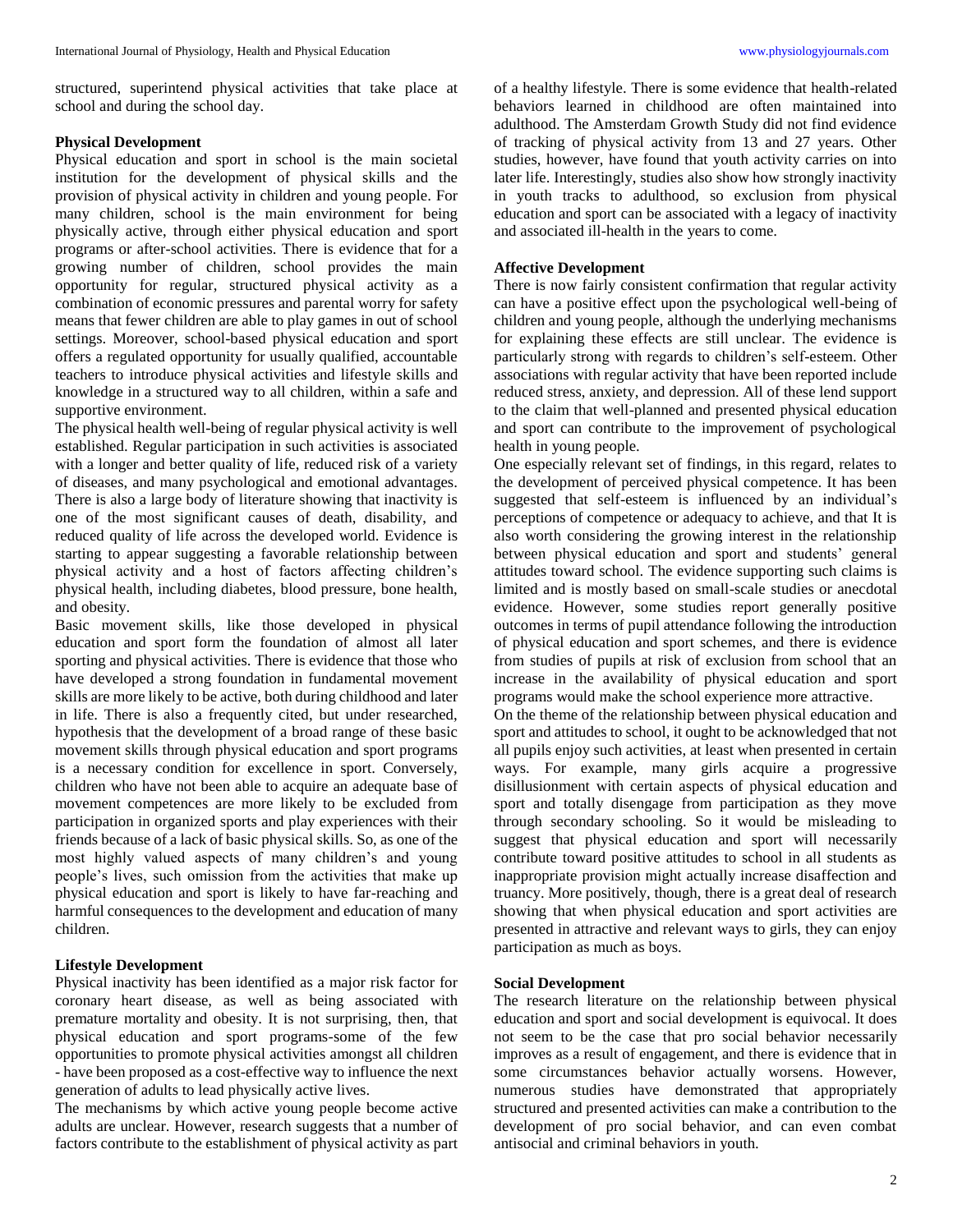structured, superintend physical activities that take place at school and during the school day.

### Physical Development

Physical education and sport in school is the main societal institution for the development of physical skills and the provision of physical activity in children and young people. For many children, school is the main environment for being physically active, through either physical education and sport programs or after-school activities. There is evidence that for a growing number of children, school provides the main opportunity for regular, structured physical activity as a combination of economic pressures and parental worry for safety means that fewer children are able to play games in out of school settings. Moreover, school-based physical education and sport offers a regulated opportunity for usually qualified, accountable teachers to introduce physical activities and lifestyle skills and knowledge in a structured way to all children, within a safe and supportive environment.

The physical health well-being of regular physical activity is well established. Regular participation in such activities is associated with a longer and better quality of life, reduced risk of a variety of diseases, and many psychological and emotional advantages. There is also a large body of literature showing that inactivity is one of the most significant causes of death, disability, and reduced quality of life across the developed world. Evidence is starting to appear suggesting a favorable relationship between physical activity and a host of factors affecting children's physical health, including diabetes, blood pressure, bone health, and obesity.

Basic movement skills, like those developed in physical education and sport form the foundation of almost all later sporting and physical activities. There is evidence that those who have developed a strong foundation in fundamental movement skills are more likely to be active, both during childhood and later in life. There is also a frequently cited, but under researched, hypothesis that the development of a broad range of these basic movement skills through physical education and sport programs is a necessary condition for excellence in sport. Conversely, children who have not been able to acquire an adequate base of movement competences are more likely to be excluded from participation in organized sports and play experiences with their friends because of a lack of basic physical skills. So, as one of the most highly valued aspects of many children's and young people's lives, such omission from the activities that make up physical education and sport is likely to have far-reaching and harmful consequences to the development and education of many children.

### Lifestyle Development

Physical inactivity has been identified as a major risk factor for coronary heart disease, as well as being associated with premature mortality and obesity. It is not surprising, then, that physical education and sport programs-some of the few opportunities to promote physical activities amongst all children - have been proposed as a cost-effective way to influence the next generation of adults to lead physically active lives.

The mechanisms by which active young people become active adults are unclear. However, research suggests that a number of factors contribute to the establishment of physical activity as part of a healthy lifestyle. There is some evidence that health-related behaviors learned in childhood are often maintained into adulthood. The Amsterdam Growth Study did not find evidence of tracking of physical activity from 13 and 27 years. Other studies, however, have found that youth activity carries on into later life. Interestingly, studies also show how strongly inactivity in youth tracks to adulthood, so exclusion from physical education and sport can be associated with a legacy of inactivity and associated ill-health in the years to come.

### Affective Development

There is now fairly consistent confirmation that regular activity can have a positive effect upon the psychological well-being of children and young people, although the underlying mechanisms for explaining these effects are still unclear. The evidence is particularly strong with regards to children's self-esteem. Other associations with regular activity that have been reported include reduced stress, anxiety, and depression. All of these lend support to the claim that well-planned and presented physical education and sport can contribute to the improvement of psychological health in young people.

One especially relevant set of findings, in this regard, relates to the development of perceived physical competence. It has been suggested that self-esteem is influenced by an individual's perceptions of competence or adequacy to achieve, and that It is also worth considering the growing interest in the relationship between physical education and sport and students' general attitudes toward school. The evidence supporting such claims is limited and is mostly based on small-scale studies or anecdotal evidence. However, some studies report generally positive outcomes in terms of pupil attendance following the introduction of physical education and sport schemes, and there is evidence from studies of pupils at risk of exclusion from school that an increase in the availability of physical education and sport programs would make the school experience more attractive.

On the theme of the relationship between physical education and sport and attitudes to school, it ought to be acknowledged that not all pupils enjoy such activities, at least when presented in certain ways. For example, many girls acquire a progressive disillusionment with certain aspects of physical education and sport and totally disengage from participation as they move through secondary schooling. So it would be misleading to suggest that physical education and sport will necessarily contribute toward positive attitudes to school in all students as inappropriate provision might actually increase disaffection and truancy. More positively, though, there is a great deal of research showing that when physical education and sport activities are presented in attractive and relevant ways to girls, they can enjoy participation as much as boys.

### Social Development

The research literature on the relationship between physical education and sport and social development is equivocal. It does not seem to be the case that pro social behavior necessarily improves as a result of engagement, and there is evidence that in some circumstances behavior actually worsens. However, numerous studies have demonstrated that appropriately structured and presented activities can make a contribution to the development of pro social behavior, and can even combat antisocial and criminal behaviors in youth.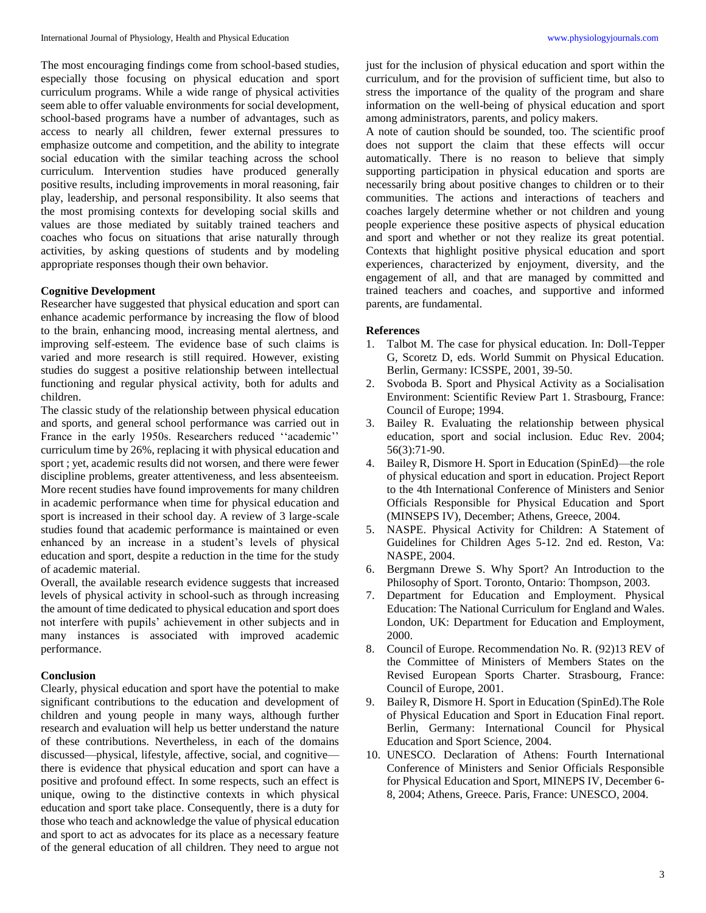The most encouraging findings come from school-based studies, especially those focusing on physical education and sport curriculum programs. While a wide range of physical activities seem able to offer valuable environments for social development, school-based programs have a number of advantages, such as access to nearly all children, fewer external pressures to emphasize outcome and competition, and the ability to integrate social education with the similar teaching across the school curriculum. Intervention studies have produced generally positive results, including improvements in moral reasoning, fair play, leadership, and personal responsibility. It also seems that the most promising contexts for developing social skills and values are those mediated by suitably trained teachers and coaches who focus on situations that arise naturally through activities, by asking questions of students and by modeling appropriate responses though their own behavior.

**Cognitive Development**

Researcher have suggested that physical education and sport can enhance academic performance by increasing the flow of blood to the brain, enhancing mood, increasing mental alertness, and improving self-esteem. The evidence base of such claims is varied and more research is still required. However, existing studies do suggest a positive relationship between intellectual functioning and regular physical activity, both for adults and children.

The classic study of the relationship between physical education and sports, and general school performance was carried out in France in the early 1950s. Researchers reduced ''academic'' curriculum time by 26%, replacing it with physical education and sport ; yet, academic results did not worsen, and there were fewer discipline problems, greater attentiveness, and less absenteeism. More recent studies have found improvements for many children in academic performance when time for physical education and sport is increased in their school day. A review of 3 large-scale studies found that academic performance is maintained or even enhanced by an increase in a student's levels of physical education and sport, despite a reduction in the time for the study of academic material.

Overall, the available research evidence suggests that increased levels of physical activity in school-such as through increasing the amount of time dedicated to physical education and sport does not interfere with pupils' achievement in other subjects and in many instances is associated with improved academic performance.

**Conclusion**

Clearly, physical education and sport have the potential to make significant contributions to the education and development of children and young people in many ways, although further research and evaluation will help us better understand the nature of these contributions. Nevertheless, in each of the domains discussed—physical, lifestyle, affective, social, and cognitive—there is evidence that physical education and sport can have a positive and profound effect. In some respects, such an effect is unique, owing to the distinctive contexts in which physical education and sport take place. Consequently, there is a duty for those who teach and acknowledge the value of physical education and sport to act as advocates for its place as a necessary feature of the general education of all children. They need to argue not just for the inclusion of physical education and sport within the curriculum, and for the provision of sufficient time, but also to stress the importance of the quality of the program and share information on the well-being of physical education and sport among administrators, parents, and policy makers.

A note of caution should be sounded, too. The scientific proof does not support the claim that these effects will occur automatically. There is no reason to believe that simply supporting participation in physical education and sports are necessarily bring about positive changes to children or to their communities. The actions and interactions of teachers and coaches largely determine whether or not children and young people experience these positive aspects of physical education and sport and whether or not they realize its great potential. Contexts that highlight positive physical education and sport experiences, characterized by enjoyment, diversity, and the engagement of all, and that are managed by committed and trained teachers and coaches, and supportive and informed parents, are fundamental.

**References**

1. Talbot M. The case for physical education. In: Doll-Tepper G, Scoretz D, eds. World Summit on Physical Education. Berlin, Germany: ICSSPE, 2001, 39-50.
2. Svoboda B. Sport and Physical Activity as a Socialisation Environment: Scientific Review Part 1. Strasbourg, France: Council of Europe; 1994.
3. Bailey R. Evaluating the relationship between physical education, sport and social inclusion. Educ Rev. 2004; 56(3):71-90.
4. Bailey R, Dismore H. Sport in Education (SpinEd)—the role of physical education and sport in education. Project Report to the 4th International Conference of Ministers and Senior Officials Responsible for Physical Education and Sport (MINEPS IV), December; Athens, Greece, 2004.
5. NASPE. Physical Activity for Children: A Statement of Guidelines for Children Ages 5-12. 2nd ed. Reston, Va: NASPE, 2004.
6. Bergmann Drewe S. Why Sport? An Introduction to the Philosophy of Sport. Toronto, Ontario: Thompson, 2003.
7. Department for Education and Employment. Physical Education: The National Curriculum for England and Wales. London, UK: Department for Education and Employment, 2000.
8. Council of Europe. Recommendation No. R. (92)13 REV of the Committee of Ministers of Members States on the Revised European Sports Charter. Strasbourg, France: Council of Europe, 2001.
9. Bailey R, Dismore H. Sport in Education (SpinEd).The Role of Physical Education and Sport in Education Final report. Berlin, Germany: International Council for Physical Education and Sport Science, 2004.
10. UNESCO. Declaration of Athens: Fourth International Conference of Ministers and Senior Officials Responsible for Physical Education and Sport, MINEPS IV, December 6-8, 2004; Athens, Greece. Paris, France: UNESCO, 2004.